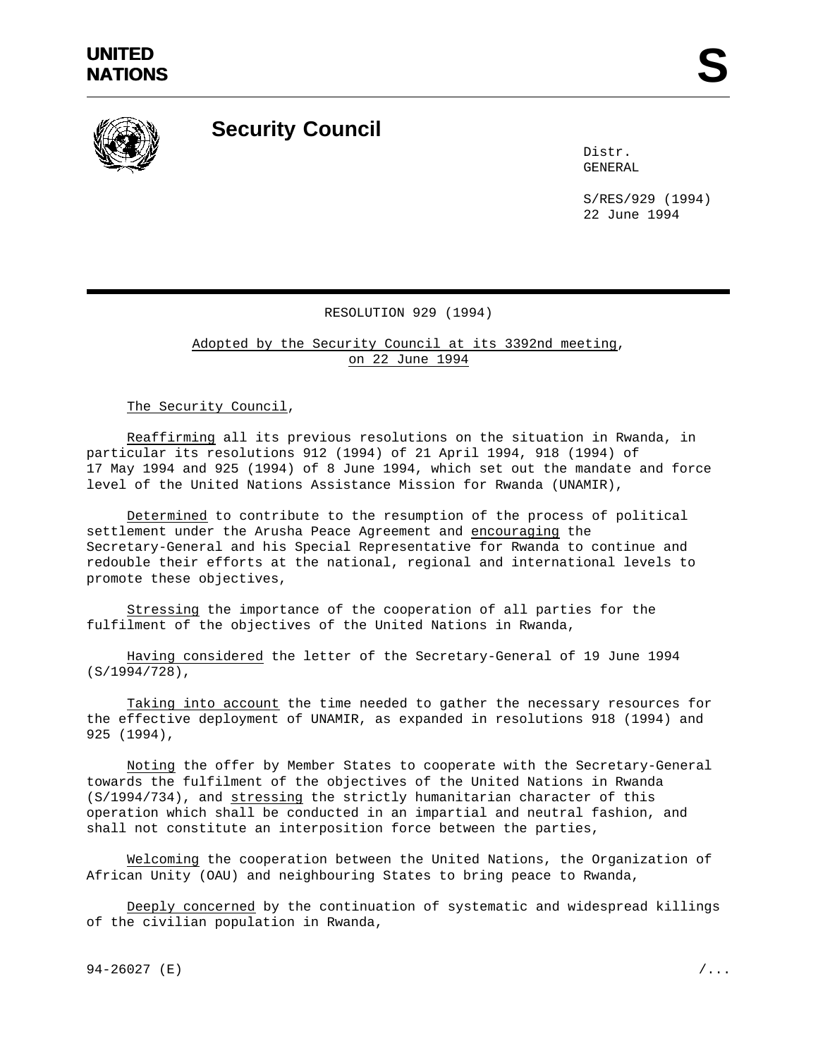UNITED NATIONS

# Security Council

Distr.
GENERAL

S/RES/929 (1994)
22 June 1994

RESOLUTION 929 (1994)

Adopted by the Security Council at its 3392nd meeting, on 22 June 1994

The Security Council,

Reaffirming all its previous resolutions on the situation in Rwanda, in particular its resolutions 912 (1994) of 21 April 1994, 918 (1994) of 17 May 1994 and 925 (1994) of 8 June 1994, which set out the mandate and force level of the United Nations Assistance Mission for Rwanda (UNAMIR),

Determined to contribute to the resumption of the process of political settlement under the Arusha Peace Agreement and encouraging the Secretary-General and his Special Representative for Rwanda to continue and redouble their efforts at the national, regional and international levels to promote these objectives,

Stressing the importance of the cooperation of all parties for the fulfilment of the objectives of the United Nations in Rwanda,

Having considered the letter of the Secretary-General of 19 June 1994 (S/1994/728),

Taking into account the time needed to gather the necessary resources for the effective deployment of UNAMIR, as expanded in resolutions 918 (1994) and 925 (1994),

Noting the offer by Member States to cooperate with the Secretary-General towards the fulfilment of the objectives of the United Nations in Rwanda (S/1994/734), and stressing the strictly humanitarian character of this operation which shall be conducted in an impartial and neutral fashion, and shall not constitute an interposition force between the parties,

Welcoming the cooperation between the United Nations, the Organization of African Unity (OAU) and neighbouring States to bring peace to Rwanda,

Deeply concerned by the continuation of systematic and widespread killings of the civilian population in Rwanda,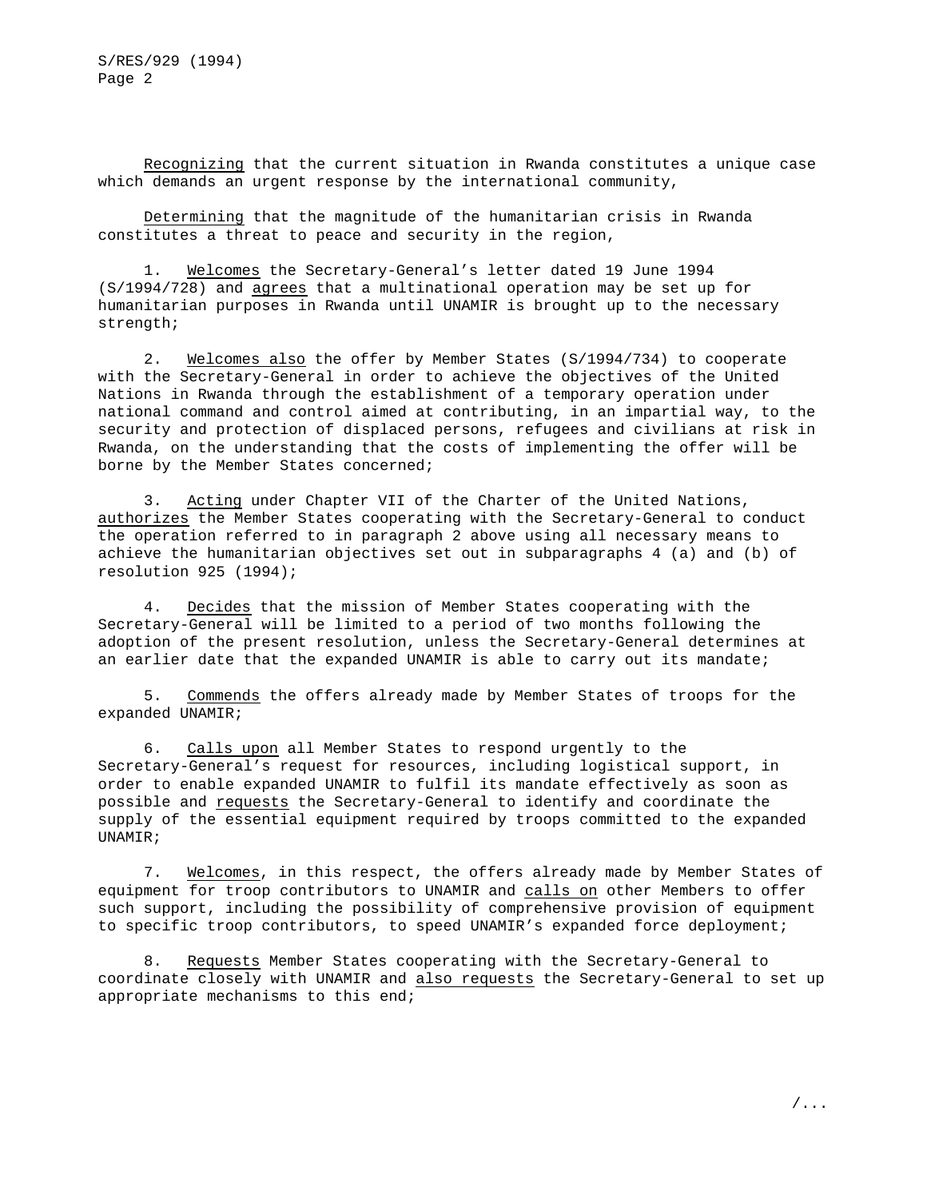*Recognizing* that the current situation in Rwanda constitutes a unique case which demands an urgent response by the international community,

*Determining* that the magnitude of the humanitarian crisis in Rwanda constitutes a threat to peace and security in the region,

1. *Welcomes* the Secretary-General's letter dated 19 June 1994 (S/1994/728) and *agrees* that a multinational operation may be set up for humanitarian purposes in Rwanda until UNAMIR is brought up to the necessary strength;

2. *Welcomes also* the offer by Member States (S/1994/734) to cooperate with the Secretary-General in order to achieve the objectives of the United Nations in Rwanda through the establishment of a temporary operation under national command and control aimed at contributing, in an impartial way, to the security and protection of displaced persons, refugees and civilians at risk in Rwanda, on the understanding that the costs of implementing the offer will be borne by the Member States concerned;

3. *Acting* under Chapter VII of the Charter of the United Nations, *authorizes* the Member States cooperating with the Secretary-General to conduct the operation referred to in paragraph 2 above using all necessary means to achieve the humanitarian objectives set out in subparagraphs 4 (a) and (b) of resolution 925 (1994);

4. *Decides* that the mission of Member States cooperating with the Secretary-General will be limited to a period of two months following the adoption of the present resolution, unless the Secretary-General determines at an earlier date that the expanded UNAMIR is able to carry out its mandate;

5. *Commends* the offers already made by Member States of troops for the expanded UNAMIR;

6. *Calls upon* all Member States to respond urgently to the Secretary-General's request for resources, including logistical support, in order to enable expanded UNAMIR to fulfil its mandate effectively as soon as possible and *requests* the Secretary-General to identify and coordinate the supply of the essential equipment required by troops committed to the expanded UNAMIR;

7. *Welcomes*, in this respect, the offers already made by Member States of equipment for troop contributors to UNAMIR and *calls on* other Members to offer such support, including the possibility of comprehensive provision of equipment to specific troop contributors, to speed UNAMIR's expanded force deployment;

8. *Requests* Member States cooperating with the Secretary-General to coordinate closely with UNAMIR and *also requests* the Secretary-General to set up appropriate mechanisms to this end;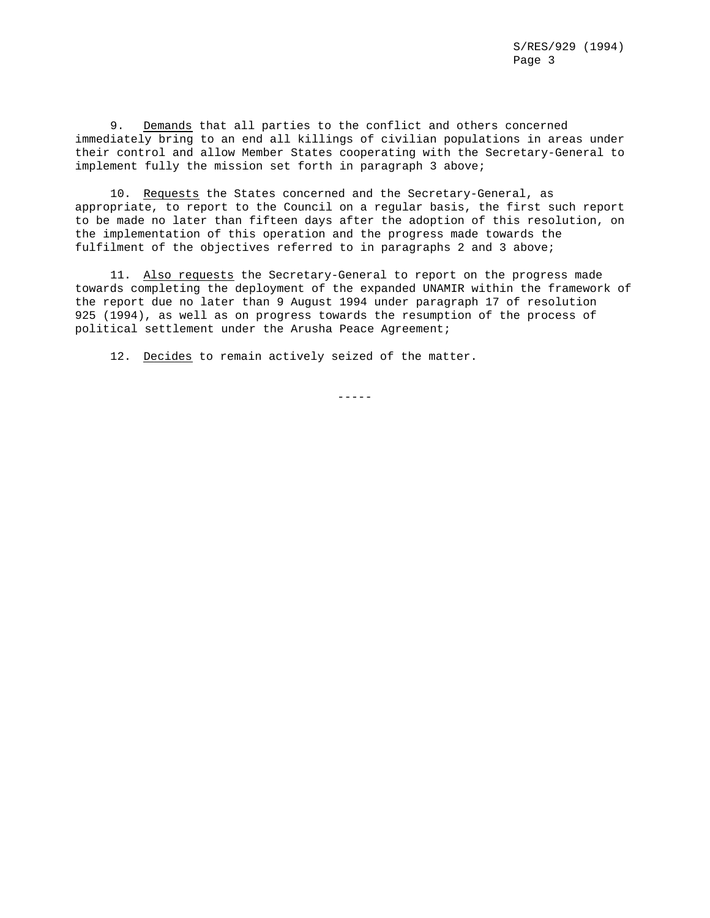9. *Demands* that all parties to the conflict and others concerned immediately bring to an end all killings of civilian populations in areas under their control and allow Member States cooperating with the Secretary-General to implement fully the mission set forth in paragraph 3 above;

10. *Requests* the States concerned and the Secretary-General, as appropriate, to report to the Council on a regular basis, the first such report to be made no later than fifteen days after the adoption of this resolution, on the implementation of this operation and the progress made towards the fulfilment of the objectives referred to in paragraphs 2 and 3 above;

11. *Also requests* the Secretary-General to report on the progress made towards completing the deployment of the expanded UNAMIR within the framework of the report due no later than 9 August 1994 under paragraph 17 of resolution 925 (1994), as well as on progress towards the resumption of the process of political settlement under the Arusha Peace Agreement;

12. *Decides* to remain actively seized of the matter.

-----